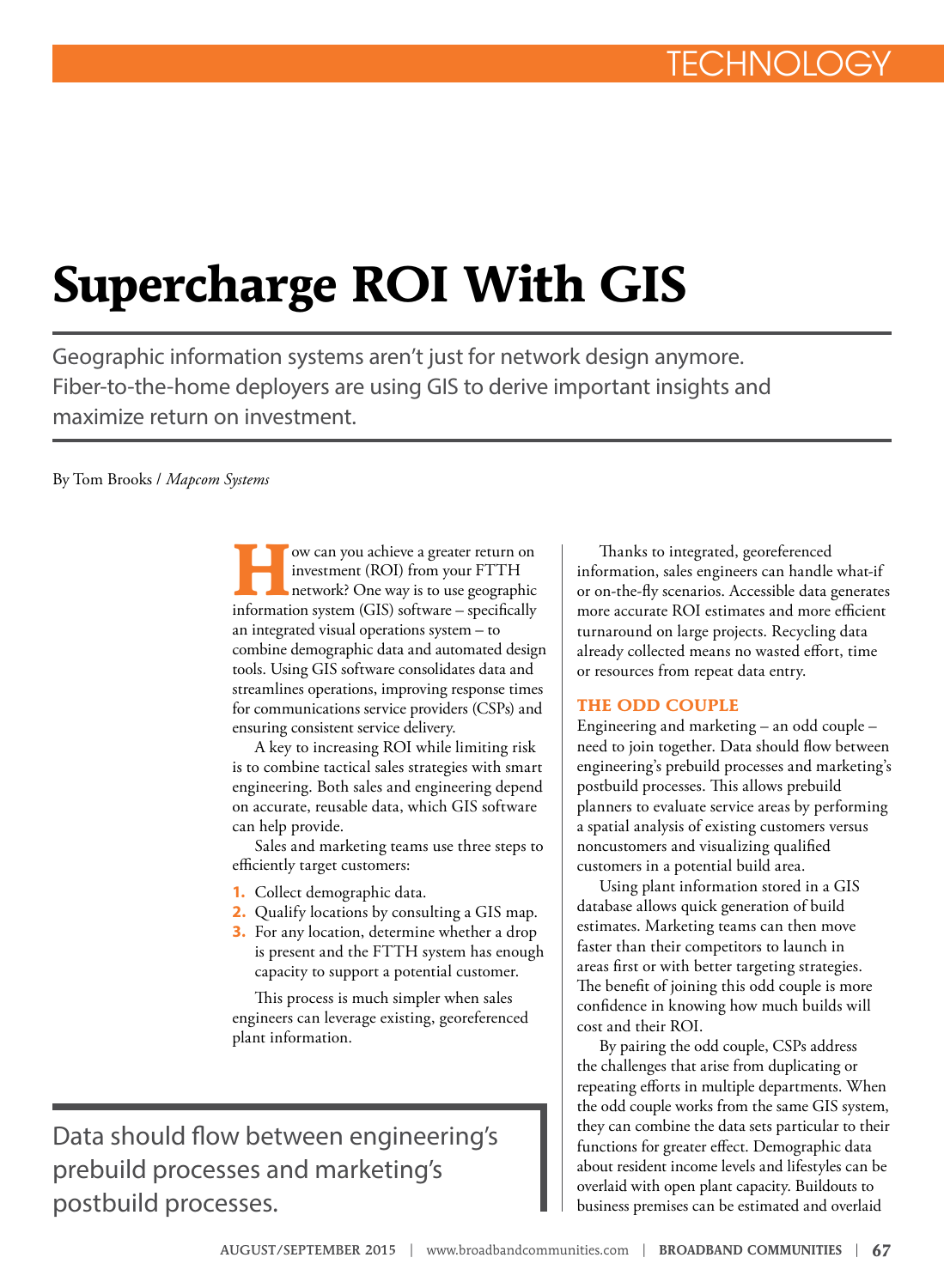# Supercharge ROI With GIS

Geographic information systems aren't just for network design anymore. Fiber-to-the-home deployers are using GIS to derive important insights and maximize return on investment.

By Tom Brooks / *Mapcom Systems*

How can you achieve a greater return on investment (ROI) from your FTTH network? One way is to use geographic information system (GIS) software – specifically an integrated visual operations system – to combine demographic data and automated design tools. Using GIS software consolidates data and streamlines operations, improving response times for communications service providers (CSPs) and ensuring consistent service delivery.

A key to increasing ROI while limiting risk is to combine tactical sales strategies with smart engineering. Both sales and engineering depend on accurate, reusable data, which GIS software can help provide.

Sales and marketing teams use three steps to efficiently target customers:

1. Collect demographic data.
2. Qualify locations by consulting a GIS map.
3. For any location, determine whether a drop is present and the FTTH system has enough capacity to support a potential customer.

This process is much simpler when sales engineers can leverage existing, georeferenced plant information.

> Data should flow between engineering's prebuild processes and marketing's postbuild processes.

Thanks to integrated, georeferenced information, sales engineers can handle what-if or on-the-fly scenarios. Accessible data generates more accurate ROI estimates and more efficient turnaround on large projects. Recycling data already collected means no wasted effort, time or resources from repeat data entry.

## THE ODD COUPLE

Engineering and marketing – an odd couple – need to join together. Data should flow between engineering's prebuild processes and marketing's postbuild processes. This allows prebuild planners to evaluate service areas by performing a spatial analysis of existing customers versus noncustomers and visualizing qualified customers in a potential build area.

Using plant information stored in a GIS database allows quick generation of build estimates. Marketing teams can then move faster than their competitors to launch in areas first or with better targeting strategies. The benefit of joining this odd couple is more confidence in knowing how much builds will cost and their ROI.

By pairing the odd couple, CSPs address the challenges that arise from duplicating or repeating efforts in multiple departments. When the odd couple works from the same GIS system, they can combine the data sets particular to their functions for greater effect. Demographic data about resident income levels and lifestyles can be overlaid with open plant capacity. Buildouts to business premises can be estimated and overlaid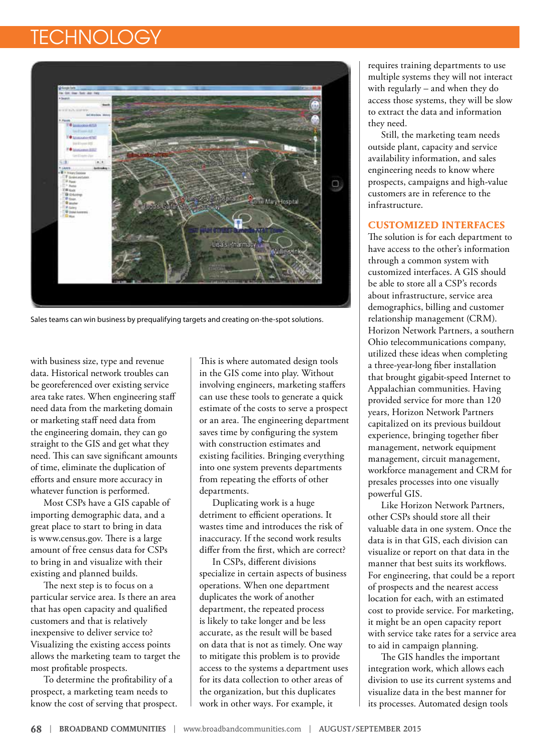Sales teams can win business by prequalifying targets and creating on-the-spot solutions.

with business size, type and revenue data. Historical network troubles can be georeferenced over existing service area take rates. When engineering staff need data from the marketing domain or marketing staff need data from the engineering domain, they can go straight to the GIS and get what they need. This can save significant amounts of time, eliminate the duplication of efforts and ensure more accuracy in whatever function is performed.

Most CSPs have a GIS capable of importing demographic data, and a great place to start to bring in data is www.census.gov. There is a large amount of free census data for CSPs to bring in and visualize with their existing and planned builds.

The next step is to focus on a particular service area. Is there an area that has open capacity and qualified customers and that is relatively inexpensive to deliver service to? Visualizing the existing access points allows the marketing team to target the most profitable prospects.

To determine the profitability of a prospect, a marketing team needs to know the cost of serving that prospect. This is where automated design tools in the GIS come into play. Without involving engineers, marketing staffers can use these tools to generate a quick estimate of the costs to serve a prospect or an area. The engineering department saves time by configuring the system with construction estimates and existing facilities. Bringing everything into one system prevents departments from repeating the efforts of other departments.

Duplicating work is a huge detriment to efficient operations. It wastes time and introduces the risk of inaccuracy. If the second work results differ from the first, which are correct?

In CSPs, different divisions specialize in certain aspects of business operations. When one department duplicates the work of another department, the repeated process is likely to take longer and be less accurate, as the result will be based on data that is not as timely. One way to mitigate this problem is to provide access to the systems a department uses for its data collection to other areas of the organization, but this duplicates work in other ways. For example, it requires training departments to use multiple systems they will not interact with regularly – and when they do access those systems, they will be slow to extract the data and information they need.

Still, the marketing team needs outside plant, capacity and service availability information, and sales engineering needs to know where prospects, campaigns and high-value customers are in reference to the infrastructure.

## CUSTOMIZED INTERFACES

The solution is for each department to have access to the other's information through a common system with customized interfaces. A GIS should be able to store all a CSP's records about infrastructure, service area demographics, billing and customer relationship management (CRM). Horizon Network Partners, a southern Ohio telecommunications company, utilized these ideas when completing a three-year-long fiber installation that brought gigabit-speed Internet to Appalachian communities. Having provided service for more than 120 years, Horizon Network Partners capitalized on its previous buildout experience, bringing together fiber management, network equipment management, circuit management, workforce management and CRM for presales processes into one visually powerful GIS.

Like Horizon Network Partners, other CSPs should store all their valuable data in one system. Once the data is in that GIS, each division can visualize or report on that data in the manner that best suits its workflows. For engineering, that could be a report of prospects and the nearest access location for each, with an estimated cost to provide service. For marketing, it might be an open capacity report with service take rates for a service area to aid in campaign planning.

The GIS handles the important integration work, which allows each division to use its current systems and visualize data in the best manner for its processes. Automated design tools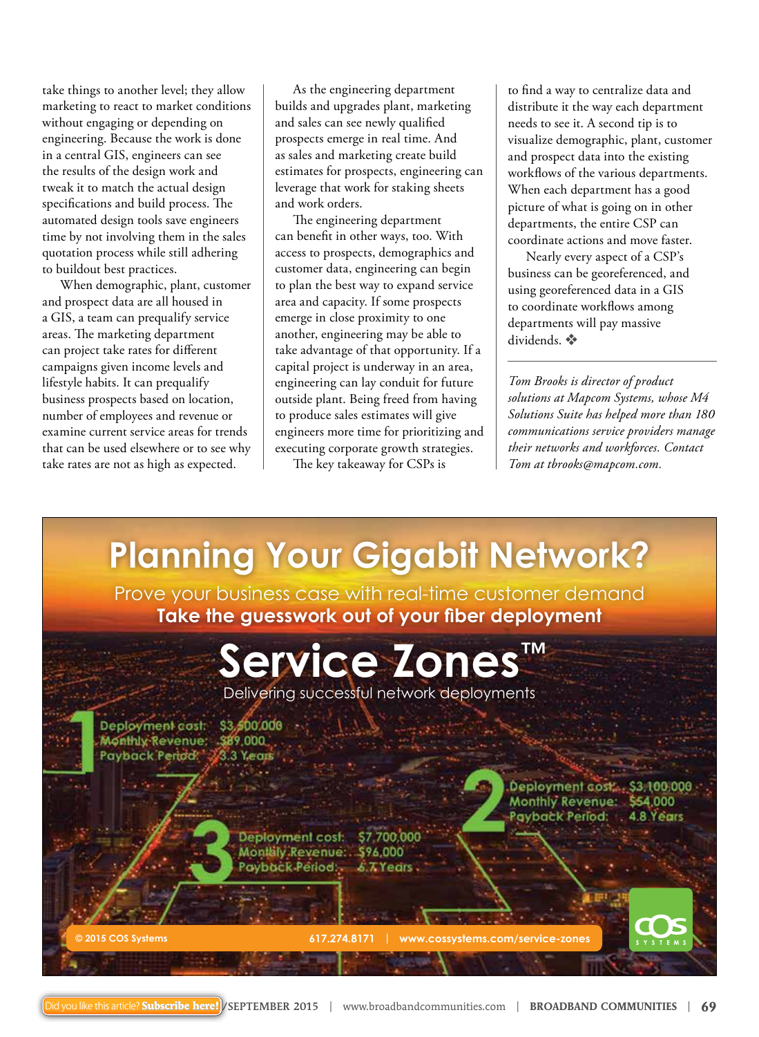take things to another level; they allow marketing to react to market conditions without engaging or depending on engineering. Because the work is done in a central GIS, engineers can see the results of the design work and tweak it to match the actual design specifications and build process. The automated design tools save engineers time by not involving them in the sales quotation process while still adhering to buildout best practices.

When demographic, plant, customer and prospect data are all housed in a GIS, a team can prequalify service areas. The marketing department can project take rates for different campaigns given income levels and lifestyle habits. It can prequalify business prospects based on location, number of employees and revenue or examine current service areas for trends that can be used elsewhere or to see why take rates are not as high as expected.

As the engineering department builds and upgrades plant, marketing and sales can see newly qualified prospects emerge in real time. And as sales and marketing create build estimates for prospects, engineering can leverage that work for staking sheets and work orders.

The engineering department can benefit in other ways, too. With access to prospects, demographics and customer data, engineering can begin to plan the best way to expand service area and capacity. If some prospects emerge in close proximity to one another, engineering may be able to take advantage of that opportunity. If a capital project is underway in an area, engineering can lay conduit for future outside plant. Being freed from having to produce sales estimates will give engineers more time for prioritizing and executing corporate growth strategies.

The key takeaway for CSPs is to find a way to centralize data and distribute it the way each department needs to see it. A second tip is to visualize demographic, plant, customer and prospect data into the existing workflows of the various departments. When each department has a good picture of what is going on in other departments, the entire CSP can coordinate actions and move faster.

Nearly every aspect of a CSP's business can be georeferenced, and using georeferenced data in a GIS to coordinate workflows among departments will pay massive dividends. ❖

*Tom Brooks is director of product solutions at Mapcom Systems, whose M4 Solutions Suite has helped more than 180 communications service providers manage their networks and workforces. Contact Tom at tbrooks@mapcom.com.*

# Planning Your Gigabit Network?

Prove your business case with real-time customer demand

**Take the guesswork out of your fiber deployment**

## Service Zones™

Delivering successful network deployments

1 Deployment cost: $3,600,000
Monthly Revenue: $89,000
Payback Period: 3.3 Years

2 Deployment cost: $3,100,000
Monthly Revenue: $54,000
Payback Period: 4.8 Years

3 Deployment cost: $7,700,000
Monthly Revenue: $96,000
Payback Period: 6.7 Years

© 2015 COS Systems | 617.274.8171 | www.cossystems.com/service-zones

COS SYSTEMS